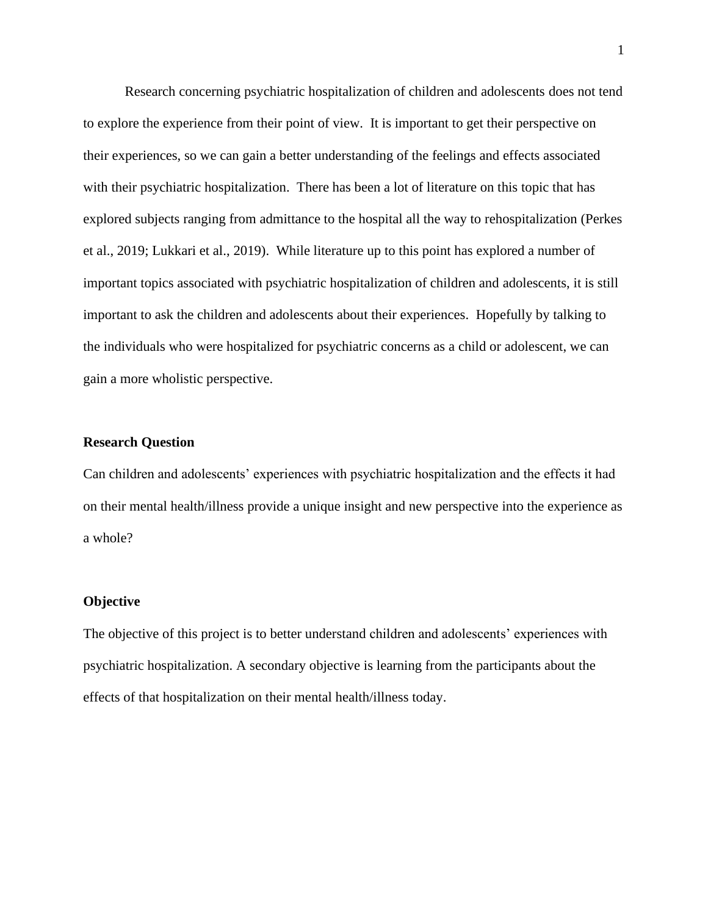Research concerning psychiatric hospitalization of children and adolescents does not tend to explore the experience from their point of view. It is important to get their perspective on their experiences, so we can gain a better understanding of the feelings and effects associated with their psychiatric hospitalization. There has been a lot of literature on this topic that has explored subjects ranging from admittance to the hospital all the way to rehospitalization (Perkes et al., 2019; Lukkari et al., 2019). While literature up to this point has explored a number of important topics associated with psychiatric hospitalization of children and adolescents, it is still important to ask the children and adolescents about their experiences. Hopefully by talking to the individuals who were hospitalized for psychiatric concerns as a child or adolescent, we can gain a more wholistic perspective.

## Research Question

Can children and adolescents' experiences with psychiatric hospitalization and the effects it had on their mental health/illness provide a unique insight and new perspective into the experience as a whole?

## Objective

The objective of this project is to better understand children and adolescents' experiences with psychiatric hospitalization. A secondary objective is learning from the participants about the effects of that hospitalization on their mental health/illness today.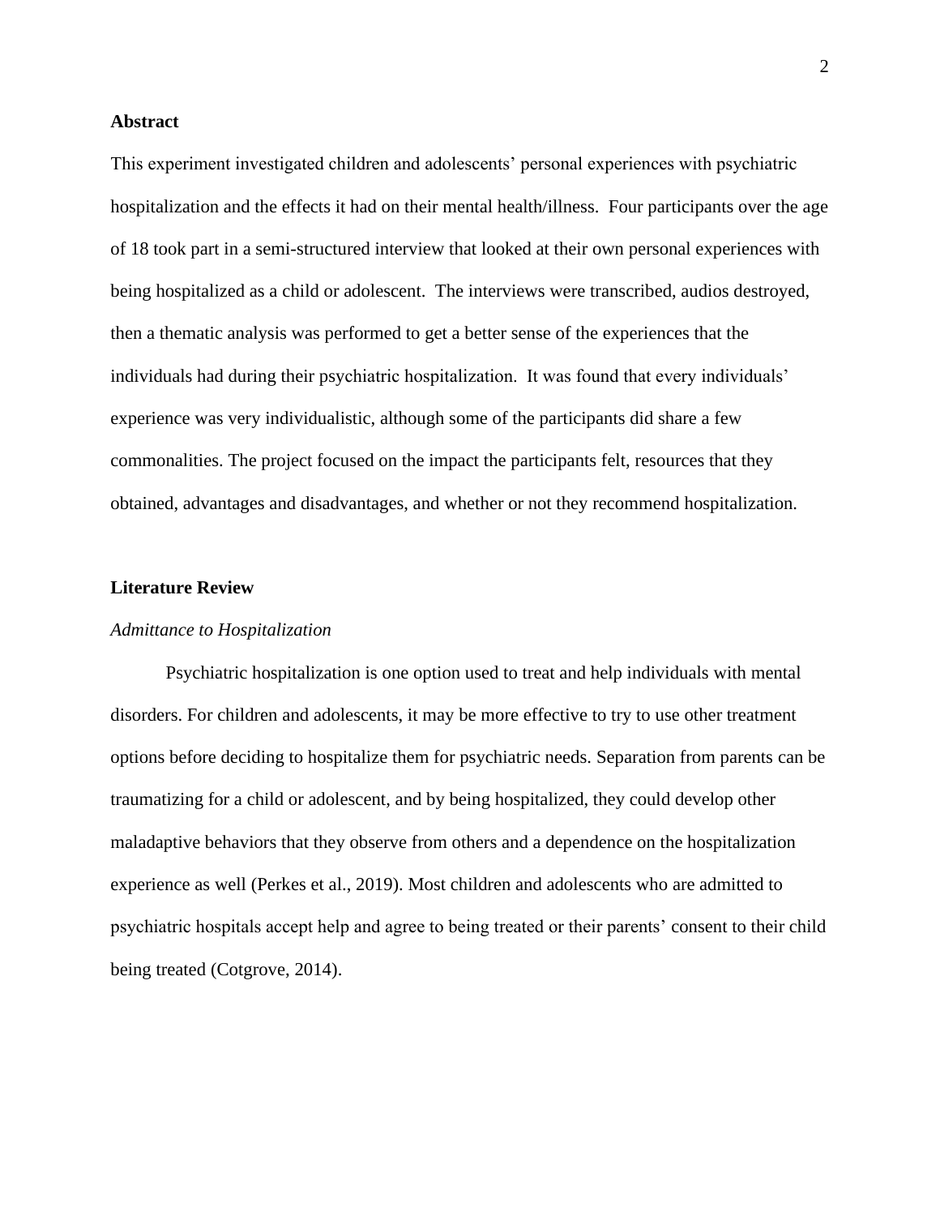**Abstract**

This experiment investigated children and adolescents' personal experiences with psychiatric hospitalization and the effects it had on their mental health/illness. Four participants over the age of 18 took part in a semi-structured interview that looked at their own personal experiences with being hospitalized as a child or adolescent. The interviews were transcribed, audios destroyed, then a thematic analysis was performed to get a better sense of the experiences that the individuals had during their psychiatric hospitalization. It was found that every individuals' experience was very individualistic, although some of the participants did share a few commonalities. The project focused on the impact the participants felt, resources that they obtained, advantages and disadvantages, and whether or not they recommend hospitalization.

**Literature Review**

*Admittance to Hospitalization*

Psychiatric hospitalization is one option used to treat and help individuals with mental disorders. For children and adolescents, it may be more effective to try to use other treatment options before deciding to hospitalize them for psychiatric needs. Separation from parents can be traumatizing for a child or adolescent, and by being hospitalized, they could develop other maladaptive behaviors that they observe from others and a dependence on the hospitalization experience as well (Perkes et al., 2019). Most children and adolescents who are admitted to psychiatric hospitals accept help and agree to being treated or their parents' consent to their child being treated (Cotgrove, 2014).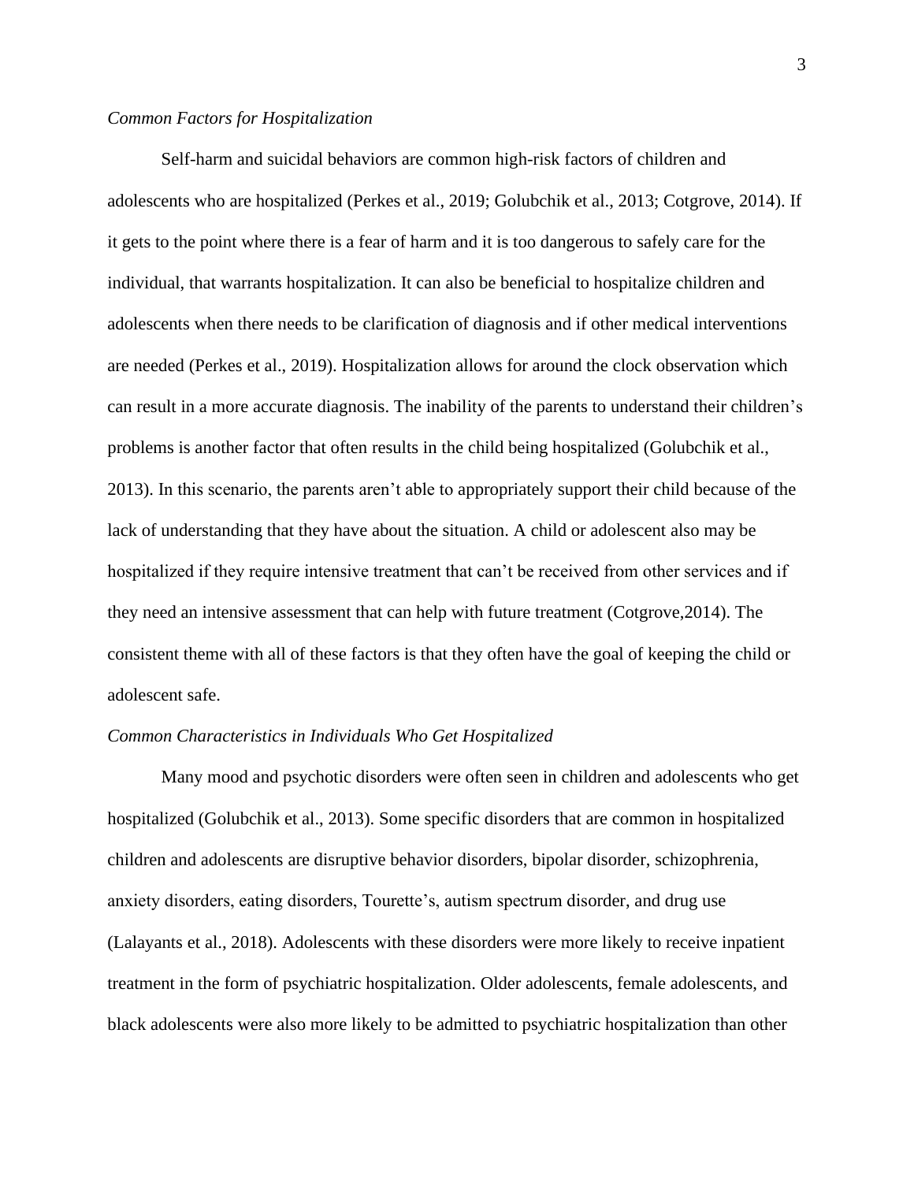*Common Factors for Hospitalization*

Self-harm and suicidal behaviors are common high-risk factors of children and adolescents who are hospitalized (Perkes et al., 2019; Golubchik et al., 2013; Cotgrove, 2014). If it gets to the point where there is a fear of harm and it is too dangerous to safely care for the individual, that warrants hospitalization. It can also be beneficial to hospitalize children and adolescents when there needs to be clarification of diagnosis and if other medical interventions are needed (Perkes et al., 2019). Hospitalization allows for around the clock observation which can result in a more accurate diagnosis. The inability of the parents to understand their children's problems is another factor that often results in the child being hospitalized (Golubchik et al., 2013). In this scenario, the parents aren't able to appropriately support their child because of the lack of understanding that they have about the situation. A child or adolescent also may be hospitalized if they require intensive treatment that can't be received from other services and if they need an intensive assessment that can help with future treatment (Cotgrove,2014). The consistent theme with all of these factors is that they often have the goal of keeping the child or adolescent safe.

*Common Characteristics in Individuals Who Get Hospitalized*

Many mood and psychotic disorders were often seen in children and adolescents who get hospitalized (Golubchik et al., 2013). Some specific disorders that are common in hospitalized children and adolescents are disruptive behavior disorders, bipolar disorder, schizophrenia, anxiety disorders, eating disorders, Tourette's, autism spectrum disorder, and drug use (Lalayants et al., 2018). Adolescents with these disorders were more likely to receive inpatient treatment in the form of psychiatric hospitalization. Older adolescents, female adolescents, and black adolescents were also more likely to be admitted to psychiatric hospitalization than other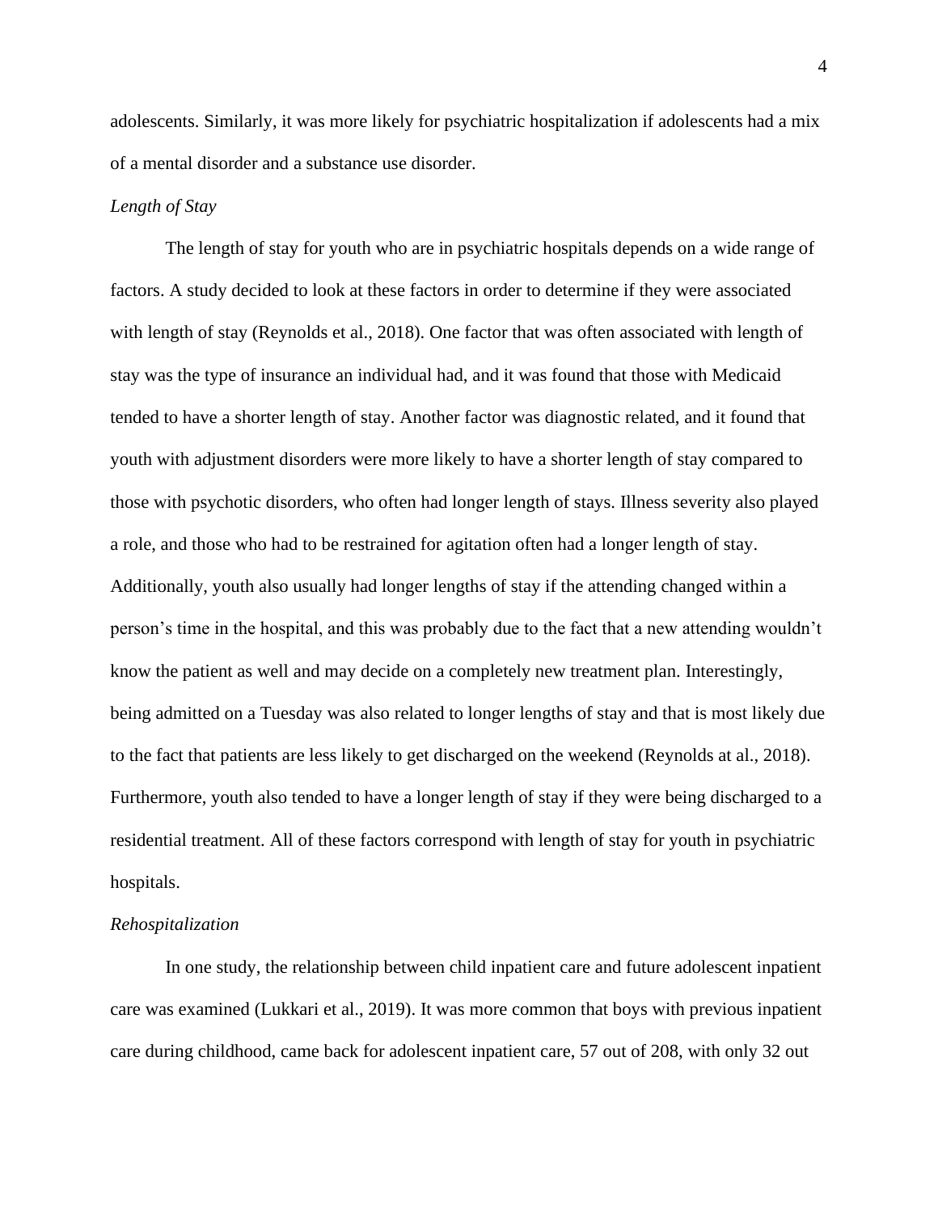adolescents. Similarly, it was more likely for psychiatric hospitalization if adolescents had a mix of a mental disorder and a substance use disorder.

*Length of Stay*

The length of stay for youth who are in psychiatric hospitals depends on a wide range of factors. A study decided to look at these factors in order to determine if they were associated with length of stay (Reynolds et al., 2018). One factor that was often associated with length of stay was the type of insurance an individual had, and it was found that those with Medicaid tended to have a shorter length of stay. Another factor was diagnostic related, and it found that youth with adjustment disorders were more likely to have a shorter length of stay compared to those with psychotic disorders, who often had longer length of stays. Illness severity also played a role, and those who had to be restrained for agitation often had a longer length of stay. Additionally, youth also usually had longer lengths of stay if the attending changed within a person's time in the hospital, and this was probably due to the fact that a new attending wouldn't know the patient as well and may decide on a completely new treatment plan. Interestingly, being admitted on a Tuesday was also related to longer lengths of stay and that is most likely due to the fact that patients are less likely to get discharged on the weekend (Reynolds at al., 2018). Furthermore, youth also tended to have a longer length of stay if they were being discharged to a residential treatment. All of these factors correspond with length of stay for youth in psychiatric hospitals.

*Rehospitalization*

In one study, the relationship between child inpatient care and future adolescent inpatient care was examined (Lukkari et al., 2019). It was more common that boys with previous inpatient care during childhood, came back for adolescent inpatient care, 57 out of 208, with only 32 out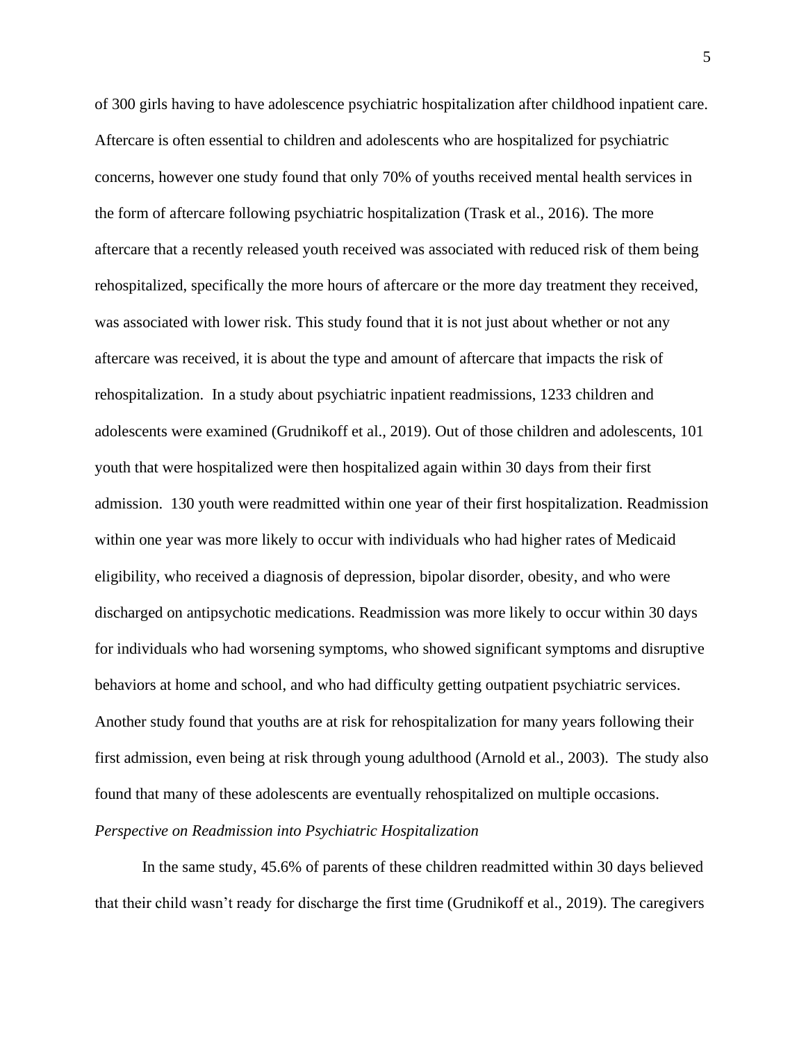of 300 girls having to have adolescence psychiatric hospitalization after childhood inpatient care. Aftercare is often essential to children and adolescents who are hospitalized for psychiatric concerns, however one study found that only 70% of youths received mental health services in the form of aftercare following psychiatric hospitalization (Trask et al., 2016). The more aftercare that a recently released youth received was associated with reduced risk of them being rehospitalized, specifically the more hours of aftercare or the more day treatment they received, was associated with lower risk. This study found that it is not just about whether or not any aftercare was received, it is about the type and amount of aftercare that impacts the risk of rehospitalization. In a study about psychiatric inpatient readmissions, 1233 children and adolescents were examined (Grudnikoff et al., 2019). Out of those children and adolescents, 101 youth that were hospitalized were then hospitalized again within 30 days from their first admission. 130 youth were readmitted within one year of their first hospitalization. Readmission within one year was more likely to occur with individuals who had higher rates of Medicaid eligibility, who received a diagnosis of depression, bipolar disorder, obesity, and who were discharged on antipsychotic medications. Readmission was more likely to occur within 30 days for individuals who had worsening symptoms, who showed significant symptoms and disruptive behaviors at home and school, and who had difficulty getting outpatient psychiatric services. Another study found that youths are at risk for rehospitalization for many years following their first admission, even being at risk through young adulthood (Arnold et al., 2003). The study also found that many of these adolescents are eventually rehospitalized on multiple occasions.

*Perspective on Readmission into Psychiatric Hospitalization*

In the same study, 45.6% of parents of these children readmitted within 30 days believed that their child wasn't ready for discharge the first time (Grudnikoff et al., 2019). The caregivers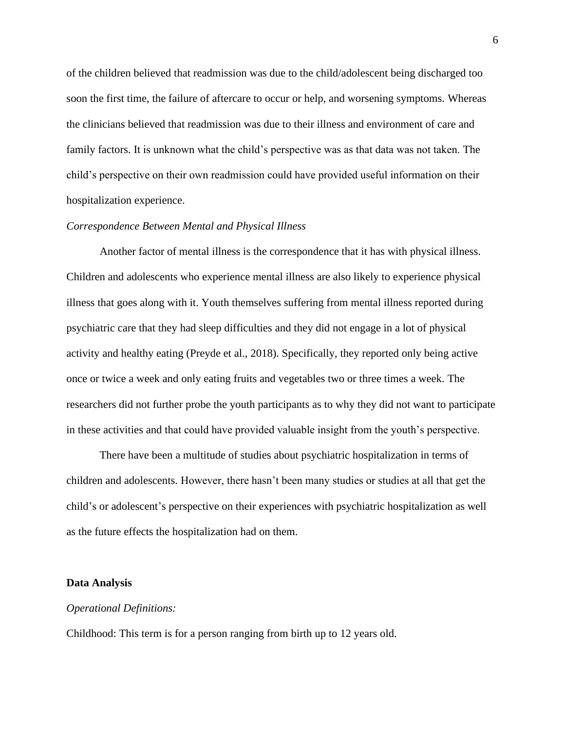of the children believed that readmission was due to the child/adolescent being discharged too soon the first time, the failure of aftercare to occur or help, and worsening symptoms. Whereas the clinicians believed that readmission was due to their illness and environment of care and family factors. It is unknown what the child's perspective was as that data was not taken. The child's perspective on their own readmission could have provided useful information on their hospitalization experience.

*Correspondence Between Mental and Physical Illness*

Another factor of mental illness is the correspondence that it has with physical illness. Children and adolescents who experience mental illness are also likely to experience physical illness that goes along with it. Youth themselves suffering from mental illness reported during psychiatric care that they had sleep difficulties and they did not engage in a lot of physical activity and healthy eating (Preyde et al., 2018). Specifically, they reported only being active once or twice a week and only eating fruits and vegetables two or three times a week. The researchers did not further probe the youth participants as to why they did not want to participate in these activities and that could have provided valuable insight from the youth's perspective.

There have been a multitude of studies about psychiatric hospitalization in terms of children and adolescents. However, there hasn't been many studies or studies at all that get the child's or adolescent's perspective on their experiences with psychiatric hospitalization as well as the future effects the hospitalization had on them.

**Data Analysis**

*Operational Definitions:*

Childhood: This term is for a person ranging from birth up to 12 years old.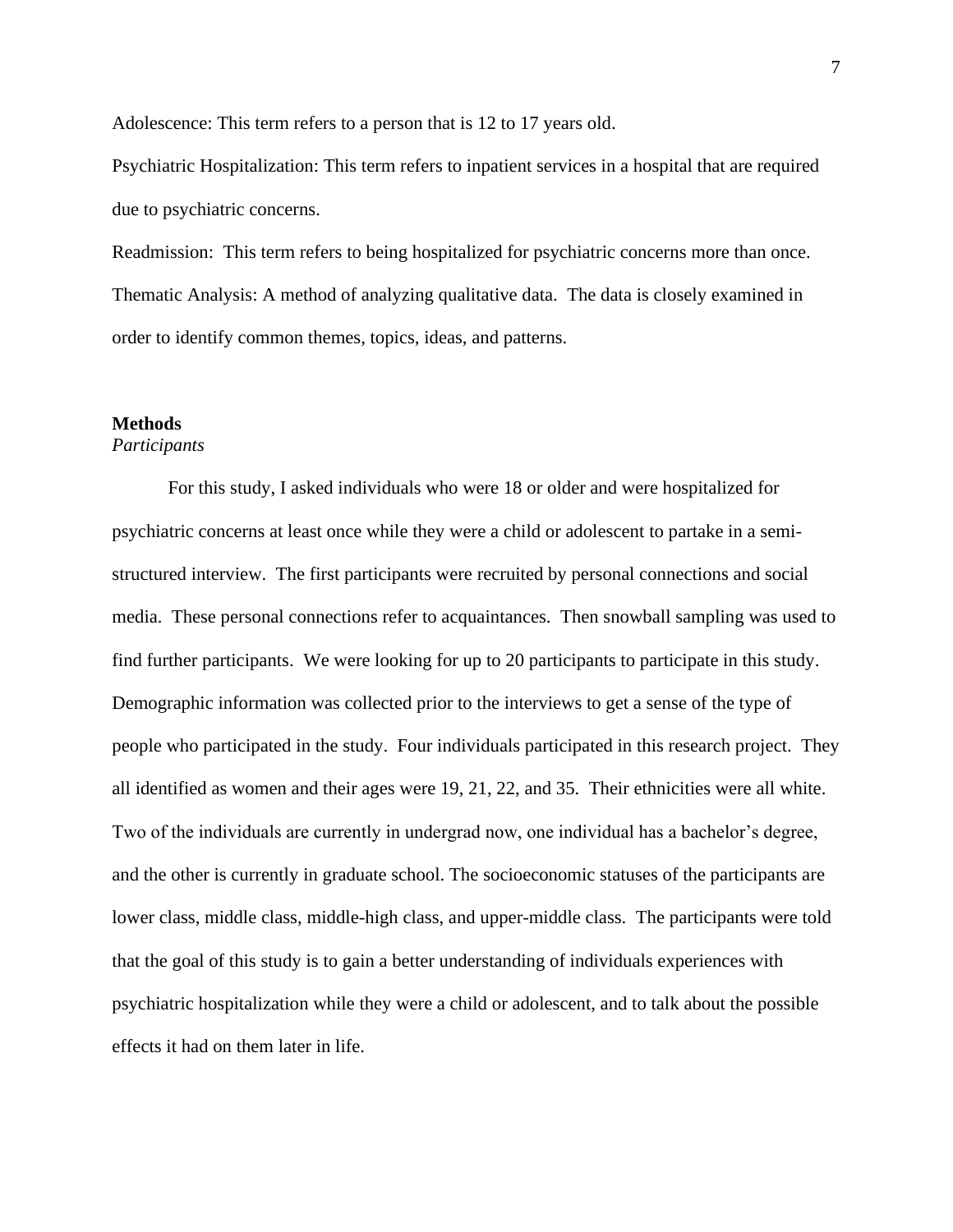Adolescence: This term refers to a person that is 12 to 17 years old.

Psychiatric Hospitalization: This term refers to inpatient services in a hospital that are required due to psychiatric concerns.

Readmission: This term refers to being hospitalized for psychiatric concerns more than once.

Thematic Analysis: A method of analyzing qualitative data. The data is closely examined in order to identify common themes, topics, ideas, and patterns.

## Methods

### *Participants*

For this study, I asked individuals who were 18 or older and were hospitalized for psychiatric concerns at least once while they were a child or adolescent to partake in a semi-structured interview. The first participants were recruited by personal connections and social media. These personal connections refer to acquaintances. Then snowball sampling was used to find further participants. We were looking for up to 20 participants to participate in this study. Demographic information was collected prior to the interviews to get a sense of the type of people who participated in the study. Four individuals participated in this research project. They all identified as women and their ages were 19, 21, 22, and 35. Their ethnicities were all white. Two of the individuals are currently in undergrad now, one individual has a bachelor's degree, and the other is currently in graduate school. The socioeconomic statuses of the participants are lower class, middle class, middle-high class, and upper-middle class. The participants were told that the goal of this study is to gain a better understanding of individuals experiences with psychiatric hospitalization while they were a child or adolescent, and to talk about the possible effects it had on them later in life.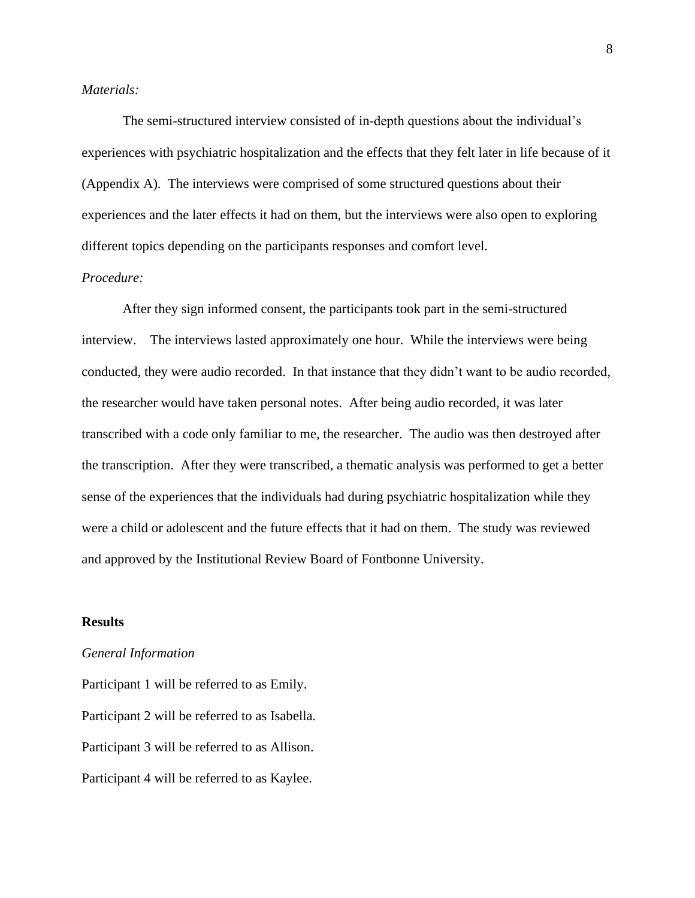*Materials:*

The semi-structured interview consisted of in-depth questions about the individual's experiences with psychiatric hospitalization and the effects that they felt later in life because of it (Appendix A). The interviews were comprised of some structured questions about their experiences and the later effects it had on them, but the interviews were also open to exploring different topics depending on the participants responses and comfort level.

*Procedure:*

After they sign informed consent, the participants took part in the semi-structured interview. The interviews lasted approximately one hour. While the interviews were being conducted, they were audio recorded. In that instance that they didn't want to be audio recorded, the researcher would have taken personal notes. After being audio recorded, it was later transcribed with a code only familiar to me, the researcher. The audio was then destroyed after the transcription. After they were transcribed, a thematic analysis was performed to get a better sense of the experiences that the individuals had during psychiatric hospitalization while they were a child or adolescent and the future effects that it had on them. The study was reviewed and approved by the Institutional Review Board of Fontbonne University.

**Results**

*General Information*

Participant 1 will be referred to as Emily.

Participant 2 will be referred to as Isabella.

Participant 3 will be referred to as Allison.

Participant 4 will be referred to as Kaylee.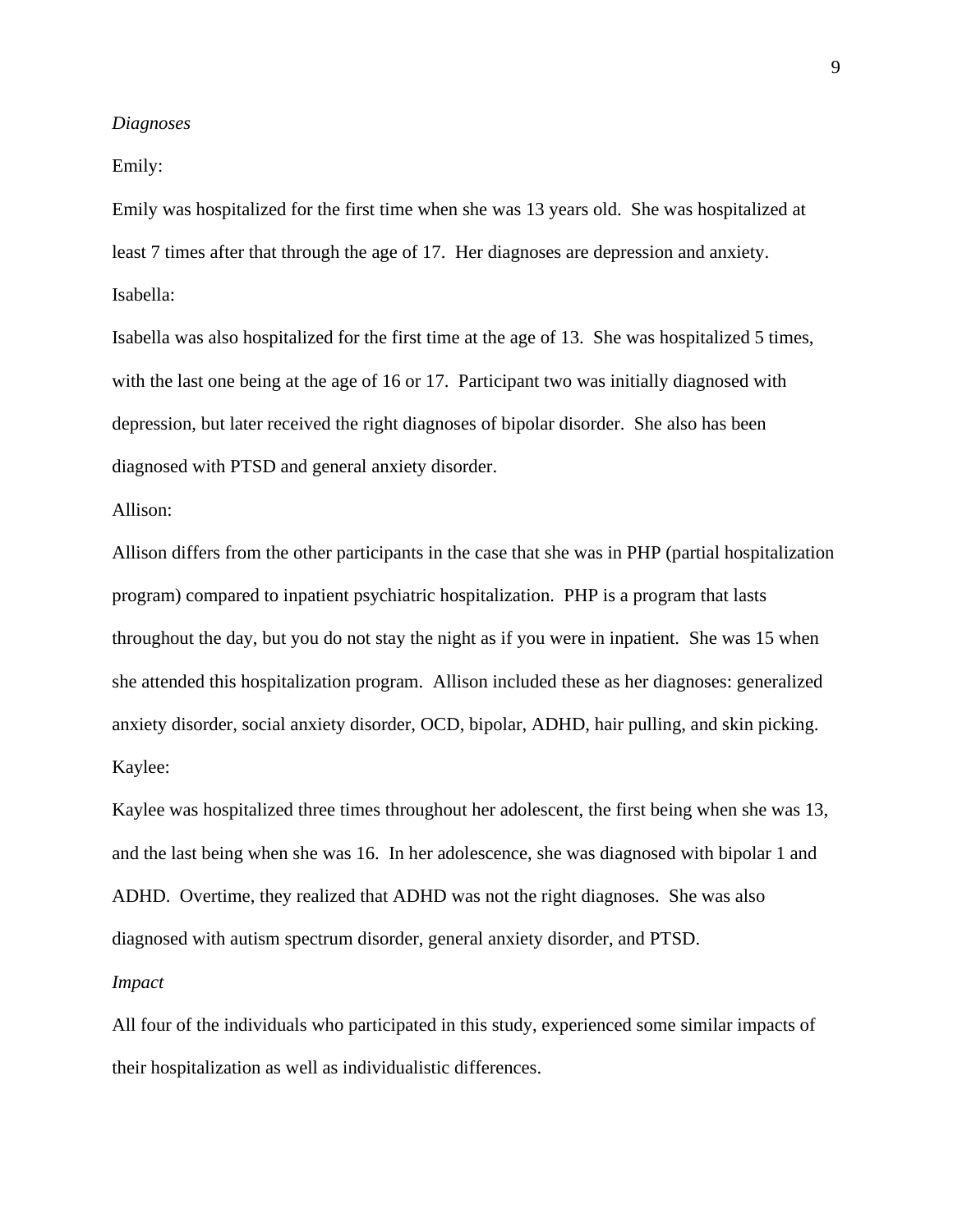*Diagnoses*

Emily:

Emily was hospitalized for the first time when she was 13 years old. She was hospitalized at least 7 times after that through the age of 17. Her diagnoses are depression and anxiety.

Isabella:

Isabella was also hospitalized for the first time at the age of 13. She was hospitalized 5 times, with the last one being at the age of 16 or 17. Participant two was initially diagnosed with depression, but later received the right diagnoses of bipolar disorder. She also has been diagnosed with PTSD and general anxiety disorder.

Allison:

Allison differs from the other participants in the case that she was in PHP (partial hospitalization program) compared to inpatient psychiatric hospitalization. PHP is a program that lasts throughout the day, but you do not stay the night as if you were in inpatient. She was 15 when she attended this hospitalization program. Allison included these as her diagnoses: generalized anxiety disorder, social anxiety disorder, OCD, bipolar, ADHD, hair pulling, and skin picking.

Kaylee:

Kaylee was hospitalized three times throughout her adolescent, the first being when she was 13, and the last being when she was 16. In her adolescence, she was diagnosed with bipolar 1 and ADHD. Overtime, they realized that ADHD was not the right diagnoses. She was also diagnosed with autism spectrum disorder, general anxiety disorder, and PTSD.

*Impact*

All four of the individuals who participated in this study, experienced some similar impacts of their hospitalization as well as individualistic differences.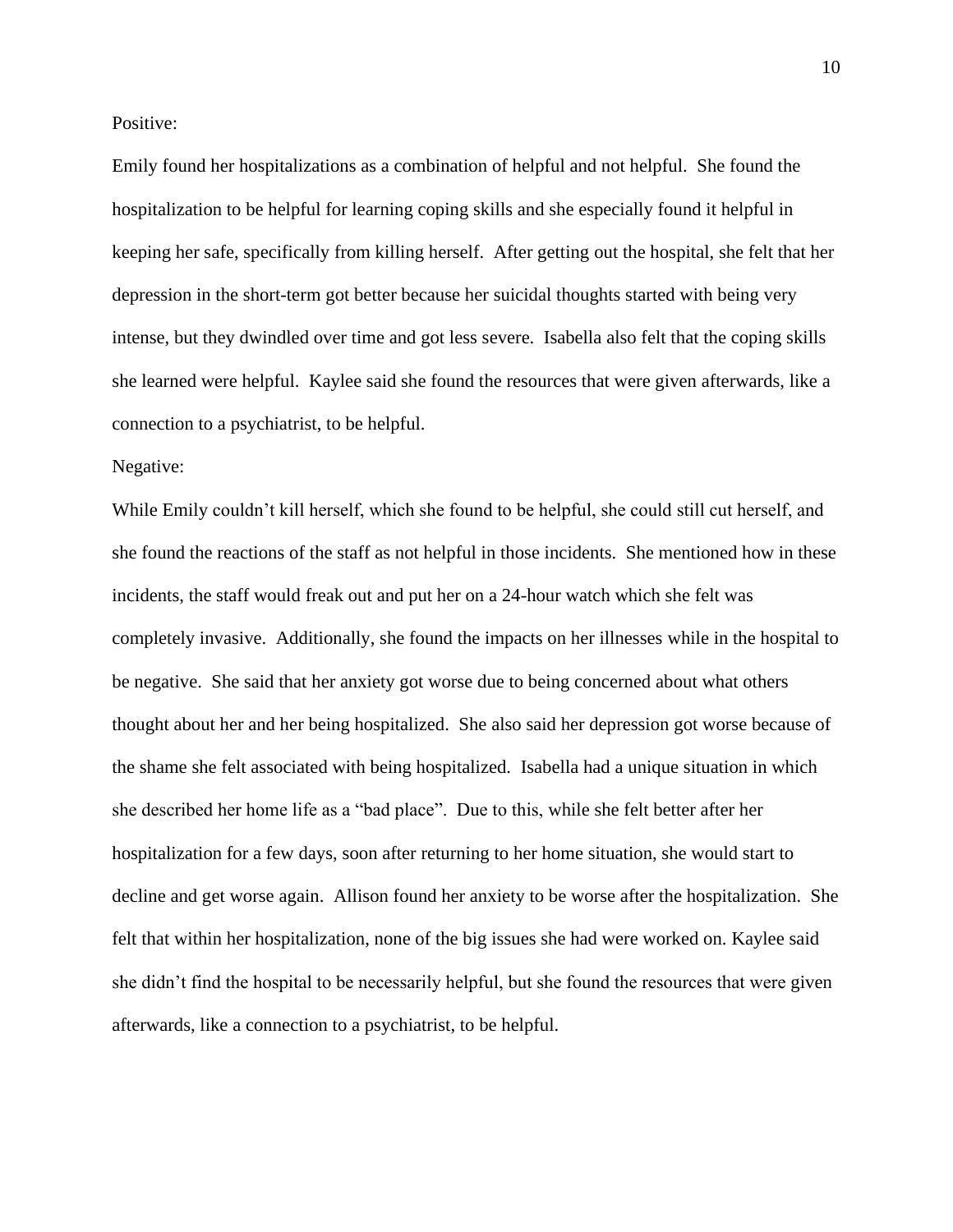Positive:

Emily found her hospitalizations as a combination of helpful and not helpful. She found the hospitalization to be helpful for learning coping skills and she especially found it helpful in keeping her safe, specifically from killing herself. After getting out the hospital, she felt that her depression in the short-term got better because her suicidal thoughts started with being very intense, but they dwindled over time and got less severe. Isabella also felt that the coping skills she learned were helpful. Kaylee said she found the resources that were given afterwards, like a connection to a psychiatrist, to be helpful.

Negative:

While Emily couldn't kill herself, which she found to be helpful, she could still cut herself, and she found the reactions of the staff as not helpful in those incidents. She mentioned how in these incidents, the staff would freak out and put her on a 24-hour watch which she felt was completely invasive. Additionally, she found the impacts on her illnesses while in the hospital to be negative. She said that her anxiety got worse due to being concerned about what others thought about her and her being hospitalized. She also said her depression got worse because of the shame she felt associated with being hospitalized. Isabella had a unique situation in which she described her home life as a "bad place". Due to this, while she felt better after her hospitalization for a few days, soon after returning to her home situation, she would start to decline and get worse again. Allison found her anxiety to be worse after the hospitalization. She felt that within her hospitalization, none of the big issues she had were worked on. Kaylee said she didn't find the hospital to be necessarily helpful, but she found the resources that were given afterwards, like a connection to a psychiatrist, to be helpful.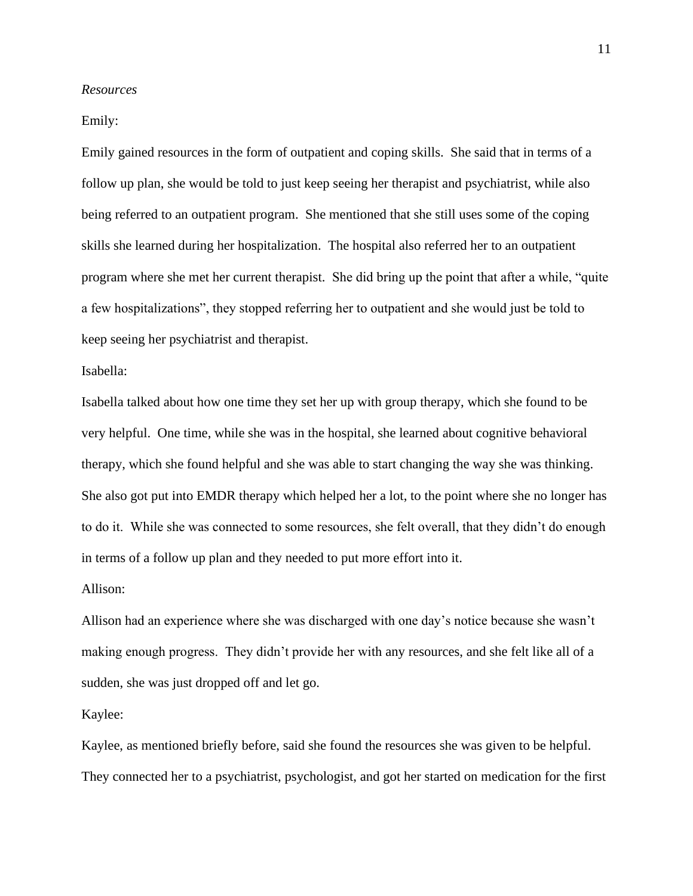*Resources*

Emily:

Emily gained resources in the form of outpatient and coping skills. She said that in terms of a follow up plan, she would be told to just keep seeing her therapist and psychiatrist, while also being referred to an outpatient program. She mentioned that she still uses some of the coping skills she learned during her hospitalization. The hospital also referred her to an outpatient program where she met her current therapist. She did bring up the point that after a while, "quite a few hospitalizations", they stopped referring her to outpatient and she would just be told to keep seeing her psychiatrist and therapist.

Isabella:

Isabella talked about how one time they set her up with group therapy, which she found to be very helpful. One time, while she was in the hospital, she learned about cognitive behavioral therapy, which she found helpful and she was able to start changing the way she was thinking. She also got put into EMDR therapy which helped her a lot, to the point where she no longer has to do it. While she was connected to some resources, she felt overall, that they didn't do enough in terms of a follow up plan and they needed to put more effort into it.

Allison:

Allison had an experience where she was discharged with one day's notice because she wasn't making enough progress. They didn't provide her with any resources, and she felt like all of a sudden, she was just dropped off and let go.

Kaylee:

Kaylee, as mentioned briefly before, said she found the resources she was given to be helpful. They connected her to a psychiatrist, psychologist, and got her started on medication for the first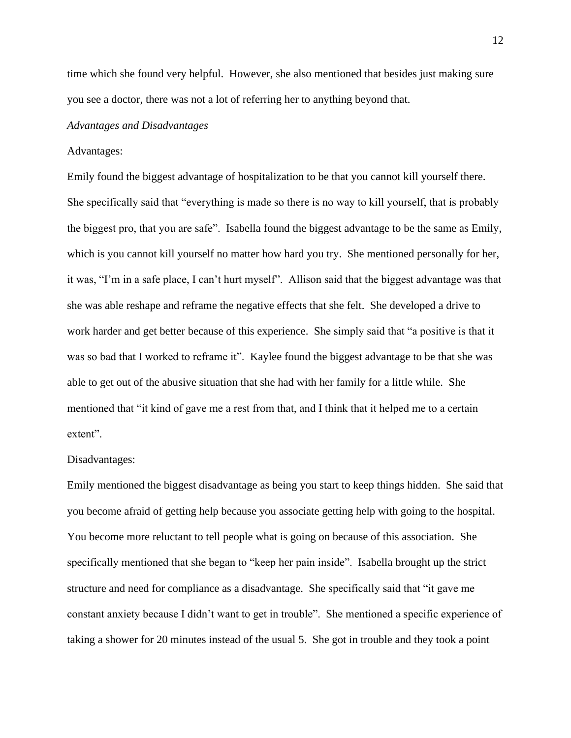time which she found very helpful. However, she also mentioned that besides just making sure you see a doctor, there was not a lot of referring her to anything beyond that.

*Advantages and Disadvantages*

Advantages:

Emily found the biggest advantage of hospitalization to be that you cannot kill yourself there. She specifically said that "everything is made so there is no way to kill yourself, that is probably the biggest pro, that you are safe". Isabella found the biggest advantage to be the same as Emily, which is you cannot kill yourself no matter how hard you try. She mentioned personally for her, it was, "I'm in a safe place, I can't hurt myself". Allison said that the biggest advantage was that she was able reshape and reframe the negative effects that she felt. She developed a drive to work harder and get better because of this experience. She simply said that "a positive is that it was so bad that I worked to reframe it". Kaylee found the biggest advantage to be that she was able to get out of the abusive situation that she had with her family for a little while. She mentioned that "it kind of gave me a rest from that, and I think that it helped me to a certain extent".

Disadvantages:

Emily mentioned the biggest disadvantage as being you start to keep things hidden. She said that you become afraid of getting help because you associate getting help with going to the hospital. You become more reluctant to tell people what is going on because of this association. She specifically mentioned that she began to "keep her pain inside". Isabella brought up the strict structure and need for compliance as a disadvantage. She specifically said that "it gave me constant anxiety because I didn't want to get in trouble". She mentioned a specific experience of taking a shower for 20 minutes instead of the usual 5. She got in trouble and they took a point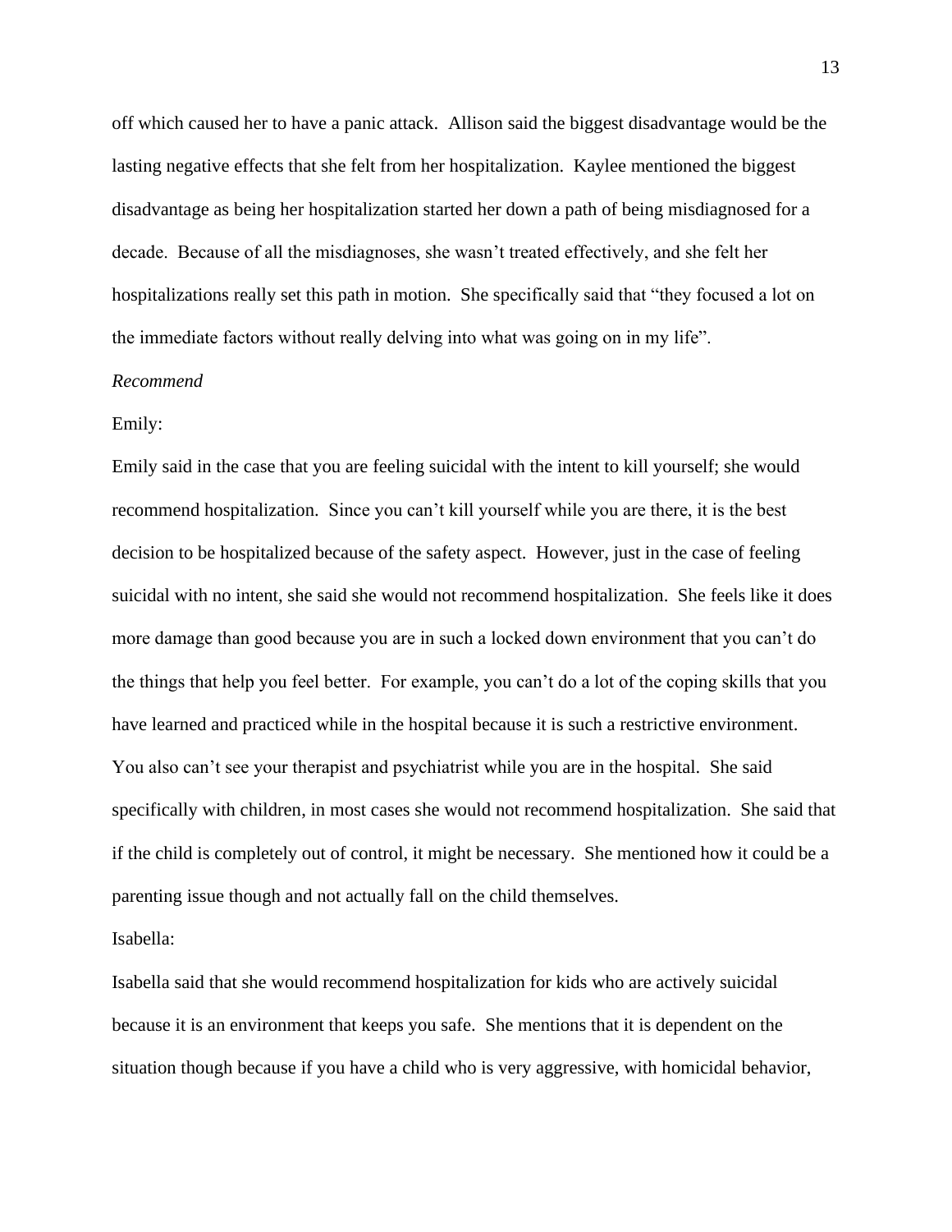off which caused her to have a panic attack. Allison said the biggest disadvantage would be the lasting negative effects that she felt from her hospitalization. Kaylee mentioned the biggest disadvantage as being her hospitalization started her down a path of being misdiagnosed for a decade. Because of all the misdiagnoses, she wasn't treated effectively, and she felt her hospitalizations really set this path in motion. She specifically said that "they focused a lot on the immediate factors without really delving into what was going on in my life".

*Recommend*

Emily:

Emily said in the case that you are feeling suicidal with the intent to kill yourself; she would recommend hospitalization. Since you can't kill yourself while you are there, it is the best decision to be hospitalized because of the safety aspect. However, just in the case of feeling suicidal with no intent, she said she would not recommend hospitalization. She feels like it does more damage than good because you are in such a locked down environment that you can't do the things that help you feel better. For example, you can't do a lot of the coping skills that you have learned and practiced while in the hospital because it is such a restrictive environment. You also can't see your therapist and psychiatrist while you are in the hospital. She said specifically with children, in most cases she would not recommend hospitalization. She said that if the child is completely out of control, it might be necessary. She mentioned how it could be a parenting issue though and not actually fall on the child themselves.

Isabella:

Isabella said that she would recommend hospitalization for kids who are actively suicidal because it is an environment that keeps you safe. She mentions that it is dependent on the situation though because if you have a child who is very aggressive, with homicidal behavior,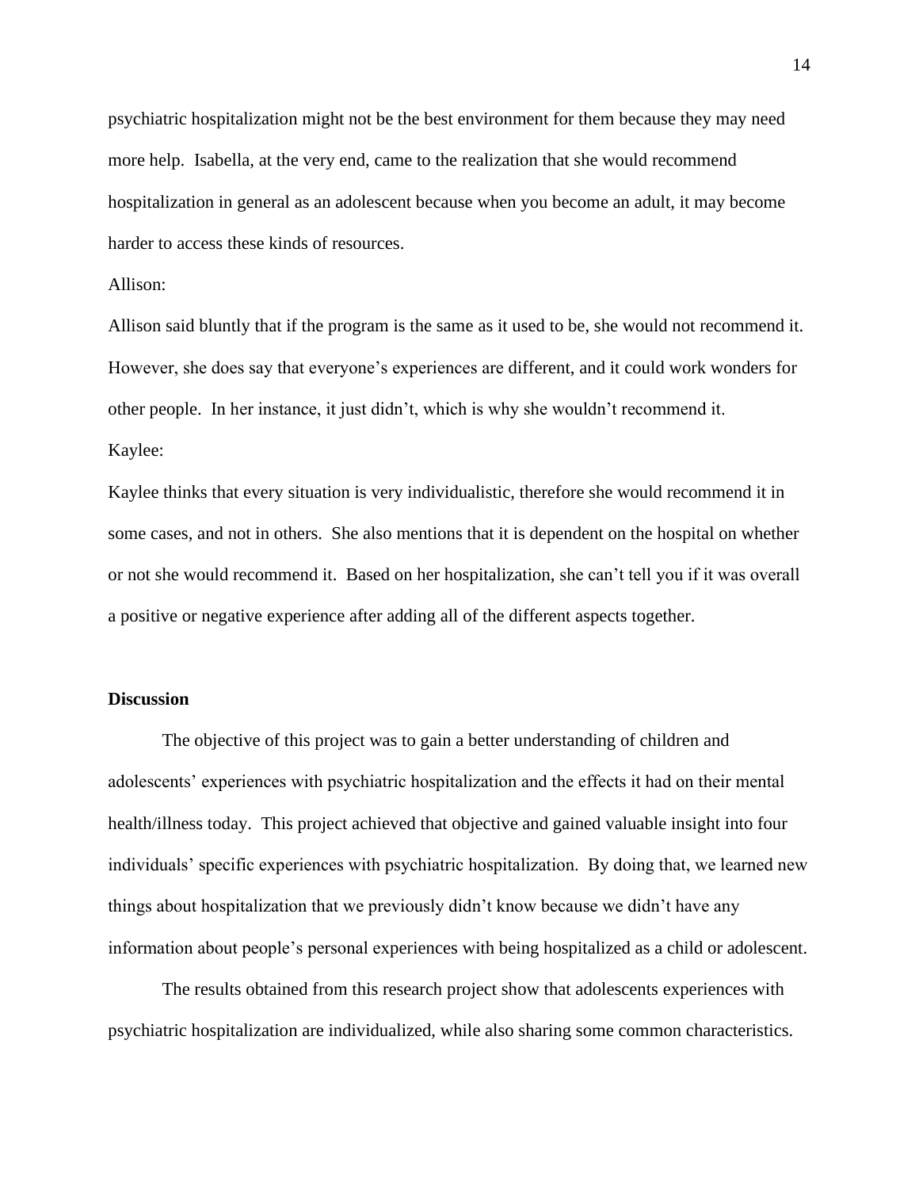psychiatric hospitalization might not be the best environment for them because they may need more help. Isabella, at the very end, came to the realization that she would recommend hospitalization in general as an adolescent because when you become an adult, it may become harder to access these kinds of resources.

Allison:

Allison said bluntly that if the program is the same as it used to be, she would not recommend it. However, she does say that everyone's experiences are different, and it could work wonders for other people. In her instance, it just didn't, which is why she wouldn't recommend it.

Kaylee:

Kaylee thinks that every situation is very individualistic, therefore she would recommend it in some cases, and not in others. She also mentions that it is dependent on the hospital on whether or not she would recommend it. Based on her hospitalization, she can't tell you if it was overall a positive or negative experience after adding all of the different aspects together.

**Discussion**

The objective of this project was to gain a better understanding of children and adolescents' experiences with psychiatric hospitalization and the effects it had on their mental health/illness today. This project achieved that objective and gained valuable insight into four individuals' specific experiences with psychiatric hospitalization. By doing that, we learned new things about hospitalization that we previously didn't know because we didn't have any information about people's personal experiences with being hospitalized as a child or adolescent.

The results obtained from this research project show that adolescents experiences with psychiatric hospitalization are individualized, while also sharing some common characteristics.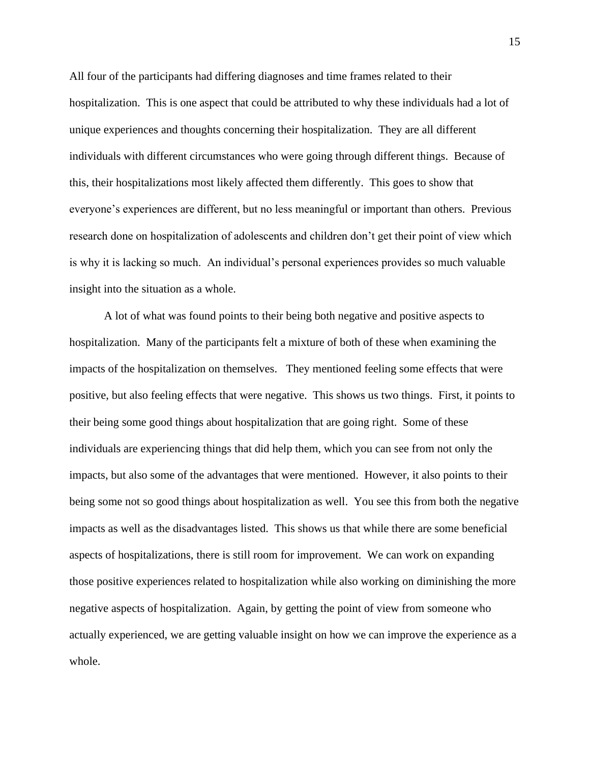All four of the participants had differing diagnoses and time frames related to their hospitalization. This is one aspect that could be attributed to why these individuals had a lot of unique experiences and thoughts concerning their hospitalization. They are all different individuals with different circumstances who were going through different things. Because of this, their hospitalizations most likely affected them differently. This goes to show that everyone's experiences are different, but no less meaningful or important than others. Previous research done on hospitalization of adolescents and children don't get their point of view which is why it is lacking so much. An individual's personal experiences provides so much valuable insight into the situation as a whole.

A lot of what was found points to their being both negative and positive aspects to hospitalization. Many of the participants felt a mixture of both of these when examining the impacts of the hospitalization on themselves. They mentioned feeling some effects that were positive, but also feeling effects that were negative. This shows us two things. First, it points to their being some good things about hospitalization that are going right. Some of these individuals are experiencing things that did help them, which you can see from not only the impacts, but also some of the advantages that were mentioned. However, it also points to their being some not so good things about hospitalization as well. You see this from both the negative impacts as well as the disadvantages listed. This shows us that while there are some beneficial aspects of hospitalizations, there is still room for improvement. We can work on expanding those positive experiences related to hospitalization while also working on diminishing the more negative aspects of hospitalization. Again, by getting the point of view from someone who actually experienced, we are getting valuable insight on how we can improve the experience as a whole.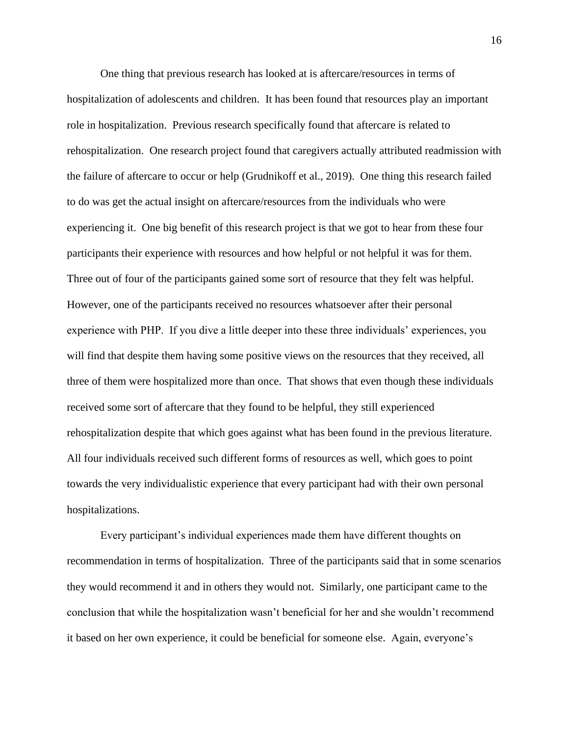One thing that previous research has looked at is aftercare/resources in terms of hospitalization of adolescents and children. It has been found that resources play an important role in hospitalization. Previous research specifically found that aftercare is related to rehospitalization. One research project found that caregivers actually attributed readmission with the failure of aftercare to occur or help (Grudnikoff et al., 2019). One thing this research failed to do was get the actual insight on aftercare/resources from the individuals who were experiencing it. One big benefit of this research project is that we got to hear from these four participants their experience with resources and how helpful or not helpful it was for them. Three out of four of the participants gained some sort of resource that they felt was helpful. However, one of the participants received no resources whatsoever after their personal experience with PHP. If you dive a little deeper into these three individuals' experiences, you will find that despite them having some positive views on the resources that they received, all three of them were hospitalized more than once. That shows that even though these individuals received some sort of aftercare that they found to be helpful, they still experienced rehospitalization despite that which goes against what has been found in the previous literature. All four individuals received such different forms of resources as well, which goes to point towards the very individualistic experience that every participant had with their own personal hospitalizations.

Every participant's individual experiences made them have different thoughts on recommendation in terms of hospitalization. Three of the participants said that in some scenarios they would recommend it and in others they would not. Similarly, one participant came to the conclusion that while the hospitalization wasn't beneficial for her and she wouldn't recommend it based on her own experience, it could be beneficial for someone else. Again, everyone's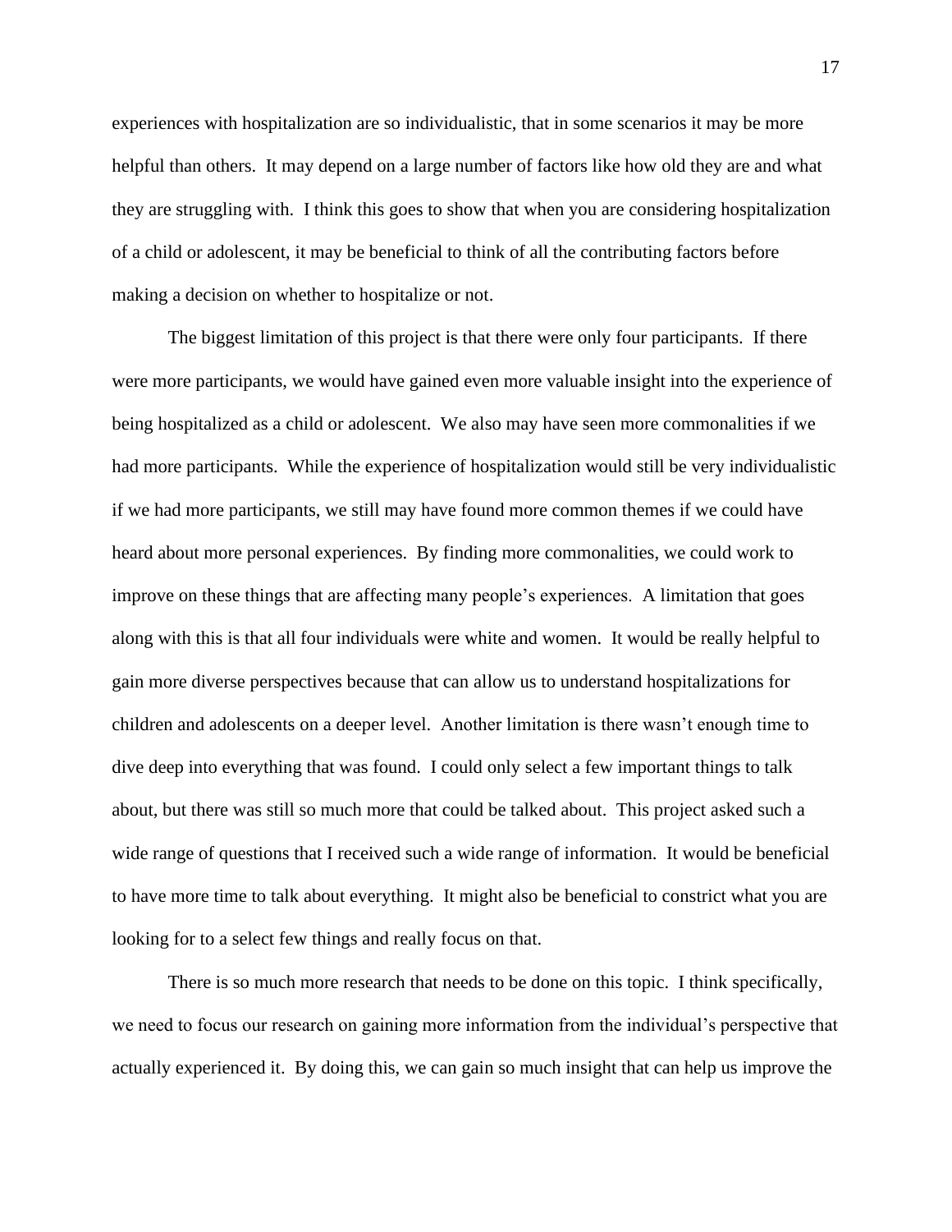experiences with hospitalization are so individualistic, that in some scenarios it may be more helpful than others. It may depend on a large number of factors like how old they are and what they are struggling with. I think this goes to show that when you are considering hospitalization of a child or adolescent, it may be beneficial to think of all the contributing factors before making a decision on whether to hospitalize or not.

The biggest limitation of this project is that there were only four participants. If there were more participants, we would have gained even more valuable insight into the experience of being hospitalized as a child or adolescent. We also may have seen more commonalities if we had more participants. While the experience of hospitalization would still be very individualistic if we had more participants, we still may have found more common themes if we could have heard about more personal experiences. By finding more commonalities, we could work to improve on these things that are affecting many people's experiences. A limitation that goes along with this is that all four individuals were white and women. It would be really helpful to gain more diverse perspectives because that can allow us to understand hospitalizations for children and adolescents on a deeper level. Another limitation is there wasn't enough time to dive deep into everything that was found. I could only select a few important things to talk about, but there was still so much more that could be talked about. This project asked such a wide range of questions that I received such a wide range of information. It would be beneficial to have more time to talk about everything. It might also be beneficial to constrict what you are looking for to a select few things and really focus on that.

There is so much more research that needs to be done on this topic. I think specifically, we need to focus our research on gaining more information from the individual's perspective that actually experienced it. By doing this, we can gain so much insight that can help us improve the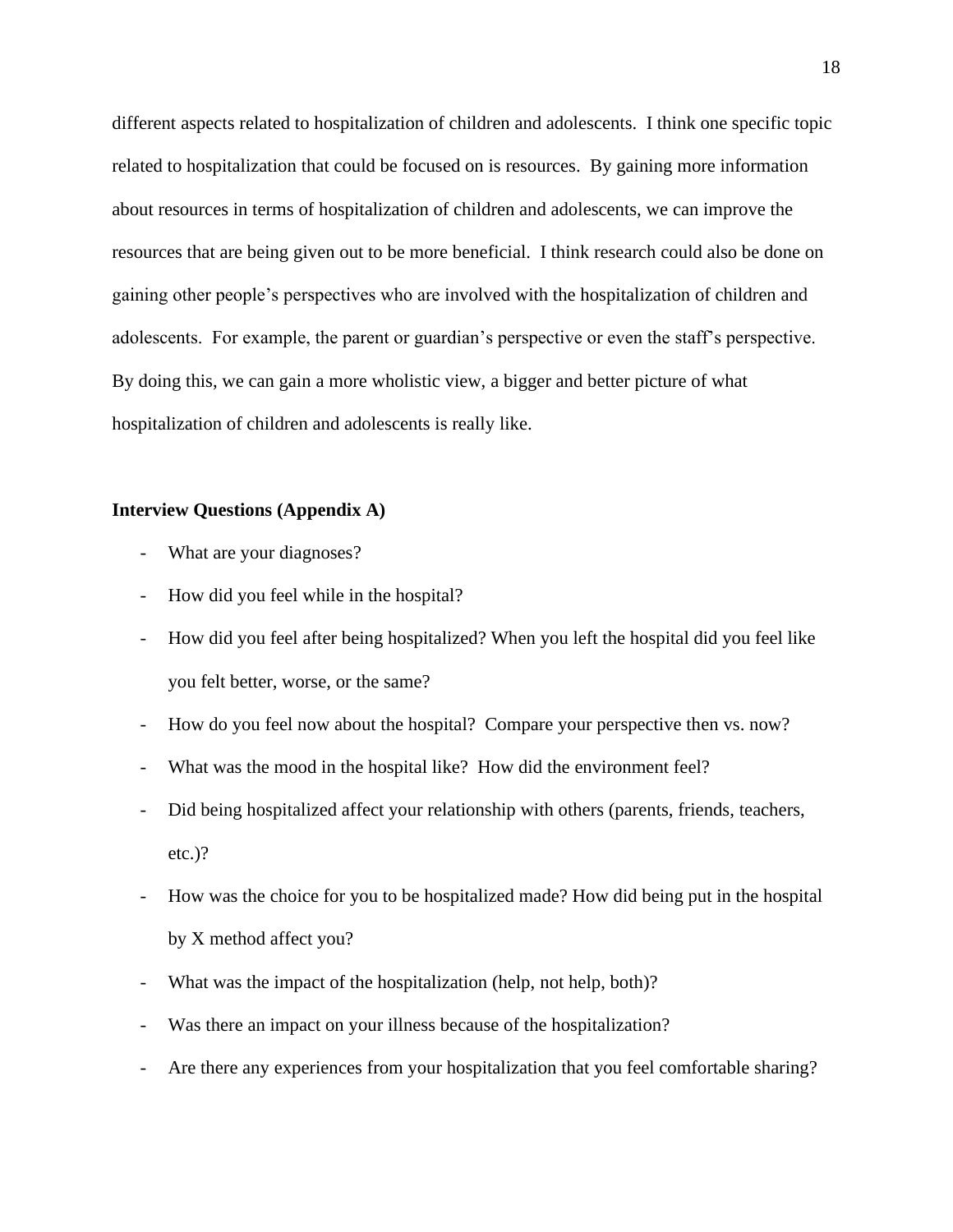different aspects related to hospitalization of children and adolescents. I think one specific topic related to hospitalization that could be focused on is resources. By gaining more information about resources in terms of hospitalization of children and adolescents, we can improve the resources that are being given out to be more beneficial. I think research could also be done on gaining other people's perspectives who are involved with the hospitalization of children and adolescents. For example, the parent or guardian's perspective or even the staff's perspective. By doing this, we can gain a more wholistic view, a bigger and better picture of what hospitalization of children and adolescents is really like.

**Interview Questions (Appendix A)**

- What are your diagnoses?
- How did you feel while in the hospital?
- How did you feel after being hospitalized? When you left the hospital did you feel like you felt better, worse, or the same?
- How do you feel now about the hospital? Compare your perspective then vs. now?
- What was the mood in the hospital like? How did the environment feel?
- Did being hospitalized affect your relationship with others (parents, friends, teachers, etc.)?
- How was the choice for you to be hospitalized made? How did being put in the hospital by X method affect you?
- What was the impact of the hospitalization (help, not help, both)?
- Was there an impact on your illness because of the hospitalization?
- Are there any experiences from your hospitalization that you feel comfortable sharing?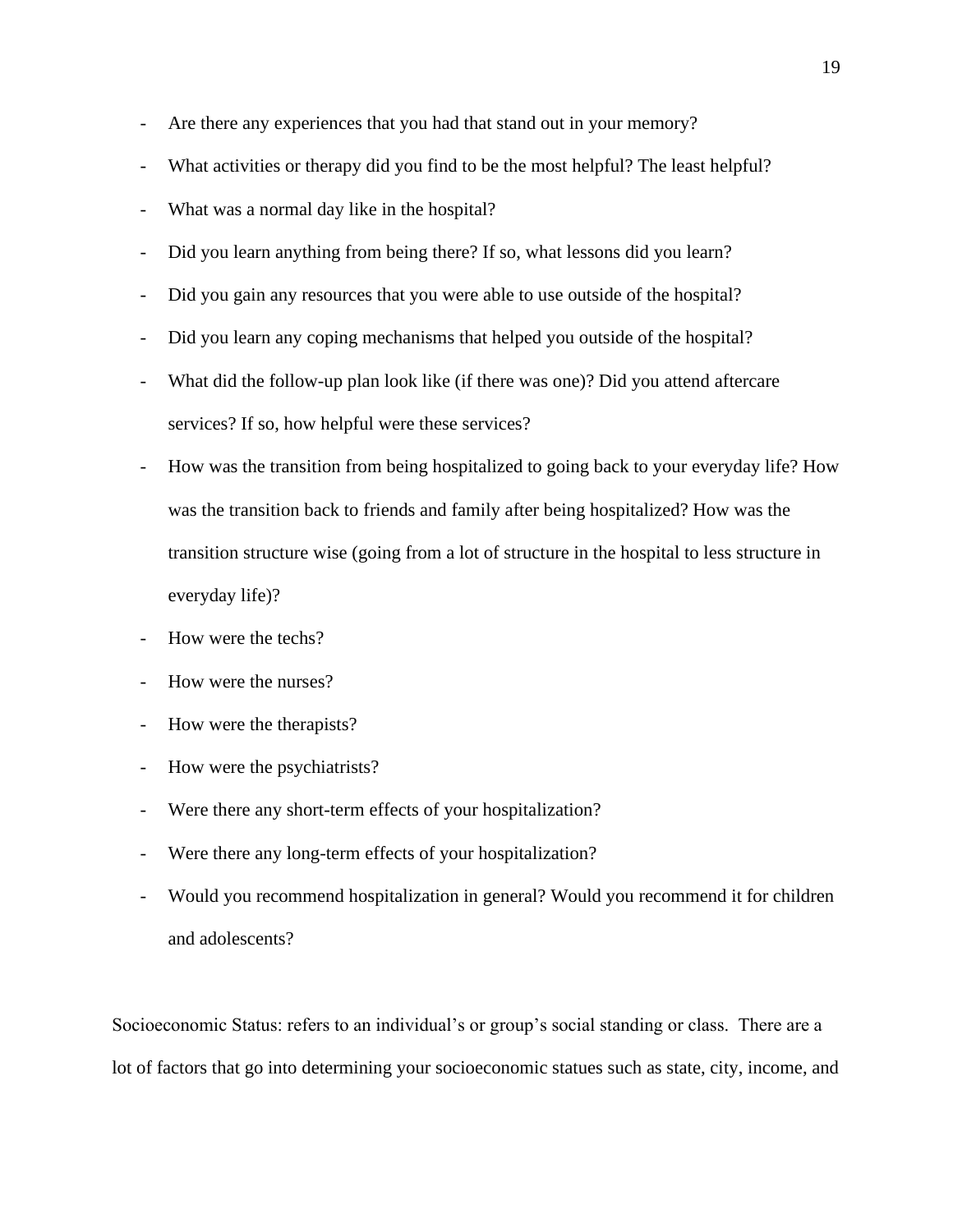- Are there any experiences that you had that stand out in your memory?
- What activities or therapy did you find to be the most helpful? The least helpful?
- What was a normal day like in the hospital?
- Did you learn anything from being there? If so, what lessons did you learn?
- Did you gain any resources that you were able to use outside of the hospital?
- Did you learn any coping mechanisms that helped you outside of the hospital?
- What did the follow-up plan look like (if there was one)? Did you attend aftercare services? If so, how helpful were these services?
- How was the transition from being hospitalized to going back to your everyday life? How was the transition back to friends and family after being hospitalized? How was the transition structure wise (going from a lot of structure in the hospital to less structure in everyday life)?
- How were the techs?
- How were the nurses?
- How were the therapists?
- How were the psychiatrists?
- Were there any short-term effects of your hospitalization?
- Were there any long-term effects of your hospitalization?
- Would you recommend hospitalization in general? Would you recommend it for children and adolescents?

Socioeconomic Status: refers to an individual's or group's social standing or class. There are a lot of factors that go into determining your socioeconomic statues such as state, city, income, and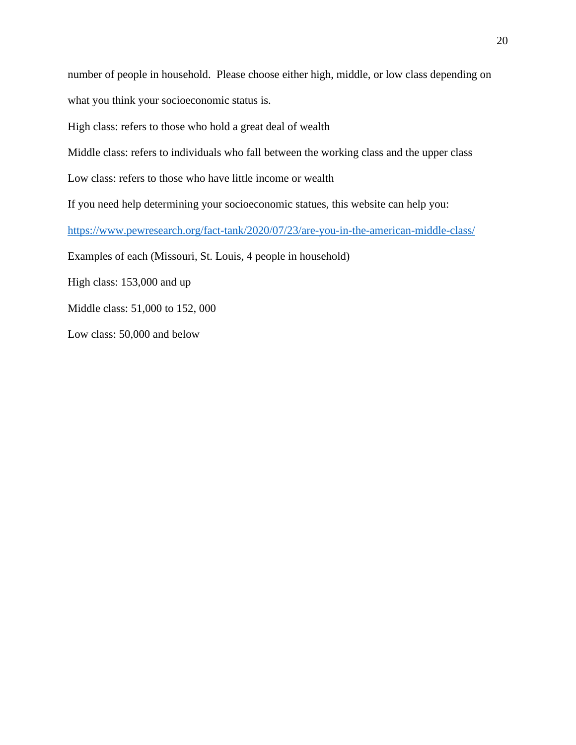number of people in household. Please choose either high, middle, or low class depending on what you think your socioeconomic status is.

High class: refers to those who hold a great deal of wealth

Middle class: refers to individuals who fall between the working class and the upper class

Low class: refers to those who have little income or wealth

If you need help determining your socioeconomic statues, this website can help you:

https://www.pewresearch.org/fact-tank/2020/07/23/are-you-in-the-american-middle-class/

Examples of each (Missouri, St. Louis, 4 people in household)

High class: 153,000 and up

Middle class: 51,000 to 152, 000

Low class: 50,000 and below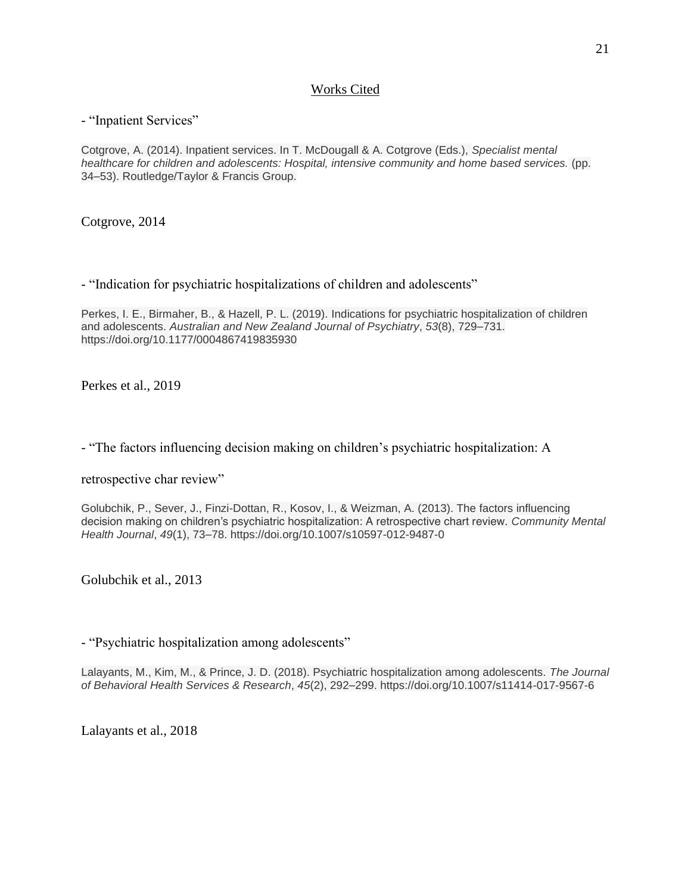## Works Cited

- "Inpatient Services"

Cotgrove, A. (2014). Inpatient services. In T. McDougall & A. Cotgrove (Eds.), *Specialist mental healthcare for children and adolescents: Hospital, intensive community and home based services.* (pp. 34–53). Routledge/Taylor & Francis Group.

Cotgrove, 2014

- "Indication for psychiatric hospitalizations of children and adolescents"

Perkes, I. E., Birmaher, B., & Hazell, P. L. (2019). Indications for psychiatric hospitalization of children and adolescents. *Australian and New Zealand Journal of Psychiatry*, *53*(8), 729–731. https://doi.org/10.1177/0004867419835930

Perkes et al., 2019

- "The factors influencing decision making on children's psychiatric hospitalization: A retrospective char review"

Golubchik, P., Sever, J., Finzi-Dottan, R., Kosov, I., & Weizman, A. (2013). The factors influencing decision making on children's psychiatric hospitalization: A retrospective chart review. *Community Mental Health Journal*, *49*(1), 73–78. https://doi.org/10.1007/s10597-012-9487-0

Golubchik et al., 2013

- "Psychiatric hospitalization among adolescents"

Lalayants, M., Kim, M., & Prince, J. D. (2018). Psychiatric hospitalization among adolescents. *The Journal of Behavioral Health Services & Research*, *45*(2), 292–299. https://doi.org/10.1007/s11414-017-9567-6

Lalayants et al., 2018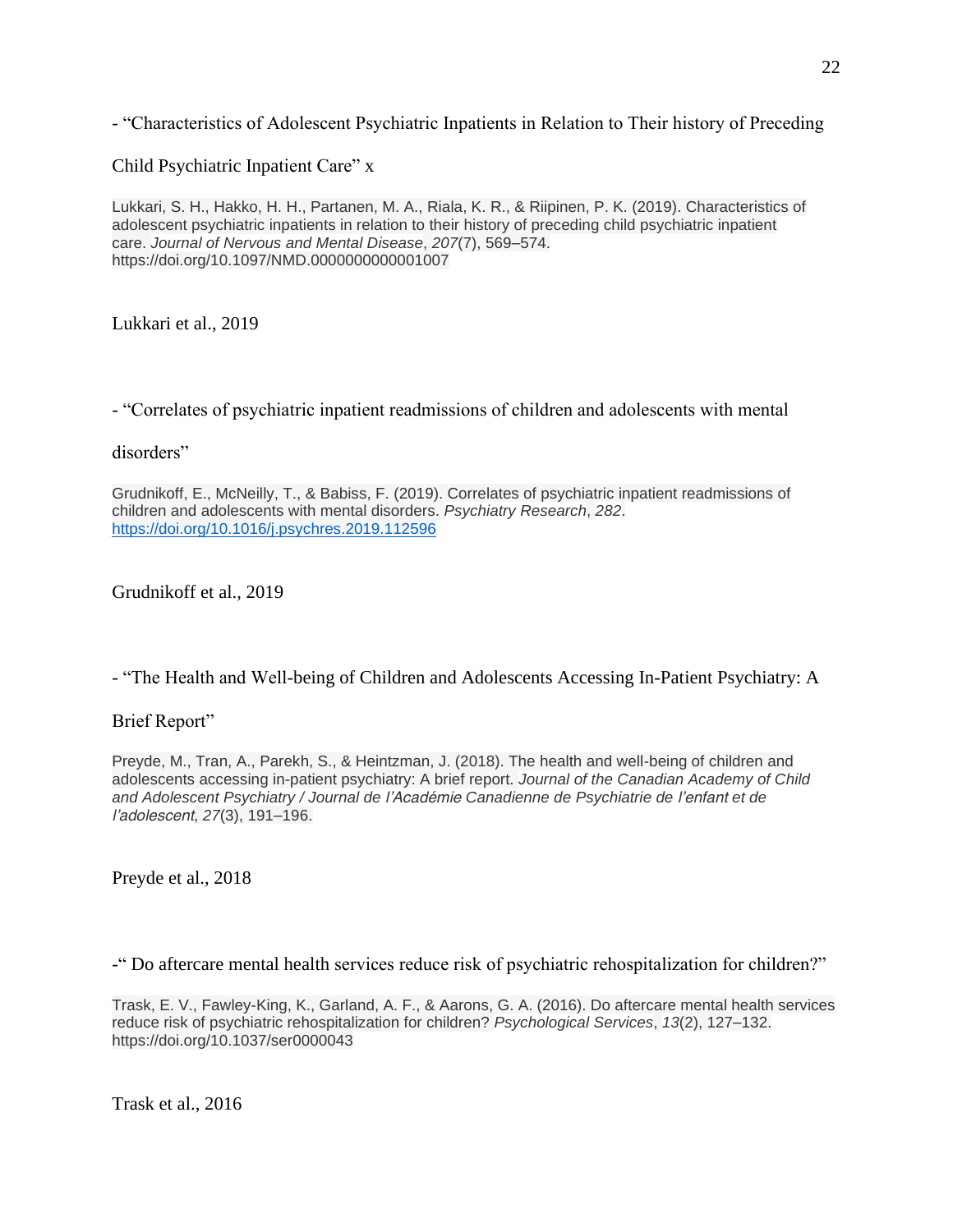- "Characteristics of Adolescent Psychiatric Inpatients in Relation to Their history of Preceding Child Psychiatric Inpatient Care" x

Lukkari, S. H., Hakko, H. H., Partanen, M. A., Riala, K. R., & Riipinen, P. K. (2019). Characteristics of adolescent psychiatric inpatients in relation to their history of preceding child psychiatric inpatient care. *Journal of Nervous and Mental Disease*, *207*(7), 569–574. https://doi.org/10.1097/NMD.0000000000001007

Lukkari et al., 2019

- "Correlates of psychiatric inpatient readmissions of children and adolescents with mental disorders"

Grudnikoff, E., McNeilly, T., & Babiss, F. (2019). Correlates of psychiatric inpatient readmissions of children and adolescents with mental disorders. *Psychiatry Research*, *282*. https://doi.org/10.1016/j.psychres.2019.112596

Grudnikoff et al., 2019

- "The Health and Well-being of Children and Adolescents Accessing In-Patient Psychiatry: A Brief Report"

Preyde, M., Tran, A., Parekh, S., & Heintzman, J. (2018). The health and well-being of children and adolescents accessing in-patient psychiatry: A brief report. *Journal of the Canadian Academy of Child and Adolescent Psychiatry / Journal de l'Académie Canadienne de Psychiatrie de l'enfant et de l'adolescent*, *27*(3), 191–196.

Preyde et al., 2018

-" Do aftercare mental health services reduce risk of psychiatric rehospitalization for children?"

Trask, E. V., Fawley-King, K., Garland, A. F., & Aarons, G. A. (2016). Do aftercare mental health services reduce risk of psychiatric rehospitalization for children? *Psychological Services*, *13*(2), 127–132. https://doi.org/10.1037/ser0000043

Trask et al., 2016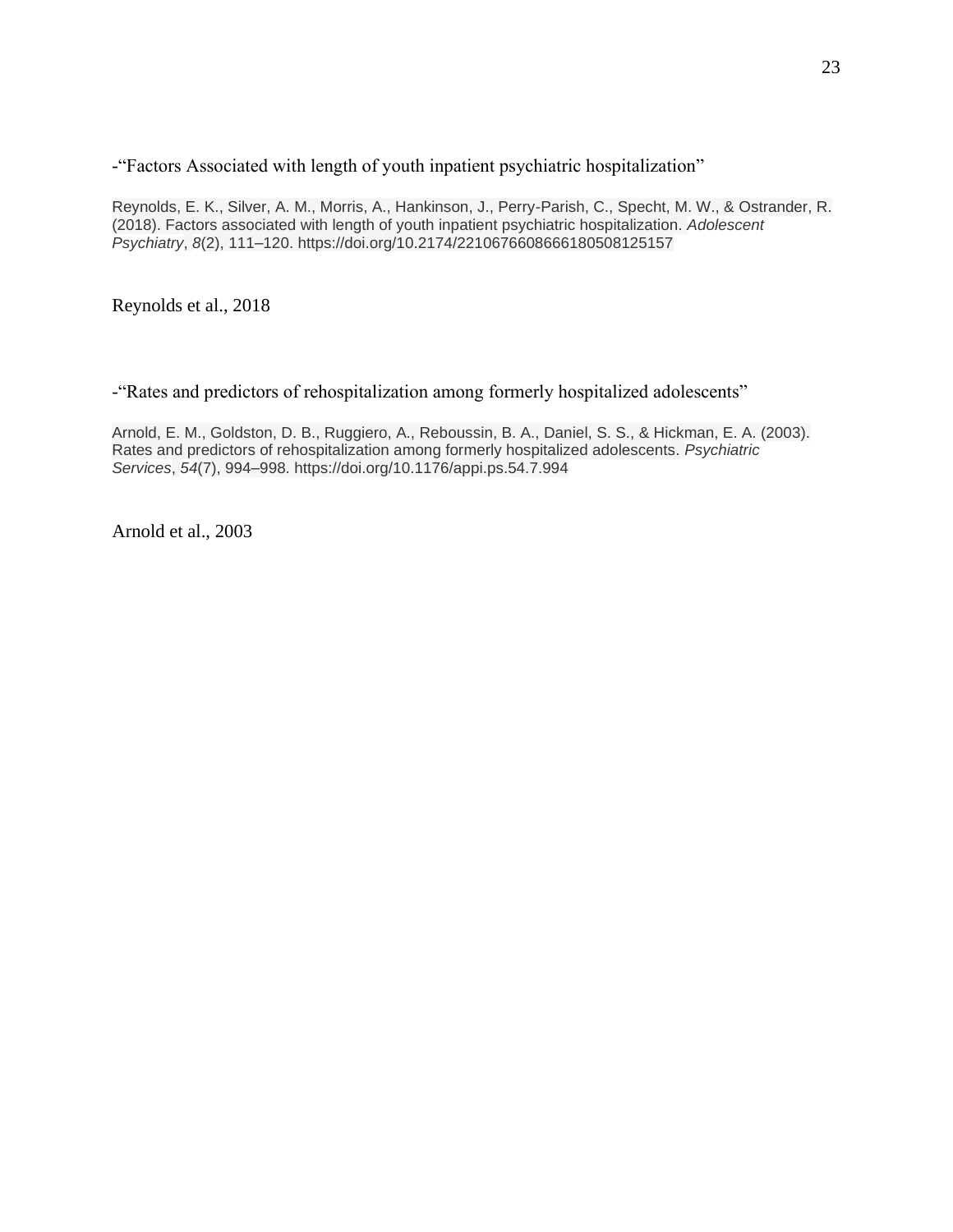-“Factors Associated with length of youth inpatient psychiatric hospitalization”

Reynolds, E. K., Silver, A. M., Morris, A., Hankinson, J., Perry-Parish, C., Specht, M. W., & Ostrander, R. (2018). Factors associated with length of youth inpatient psychiatric hospitalization. *Adolescent Psychiatry*, *8*(2), 111–120. https://doi.org/10.2174/2210676608666180508125157

Reynolds et al., 2018

-“Rates and predictors of rehospitalization among formerly hospitalized adolescents”

Arnold, E. M., Goldston, D. B., Ruggiero, A., Reboussin, B. A., Daniel, S. S., & Hickman, E. A. (2003). Rates and predictors of rehospitalization among formerly hospitalized adolescents. *Psychiatric Services*, *54*(7), 994–998. https://doi.org/10.1176/appi.ps.54.7.994

Arnold et al., 2003